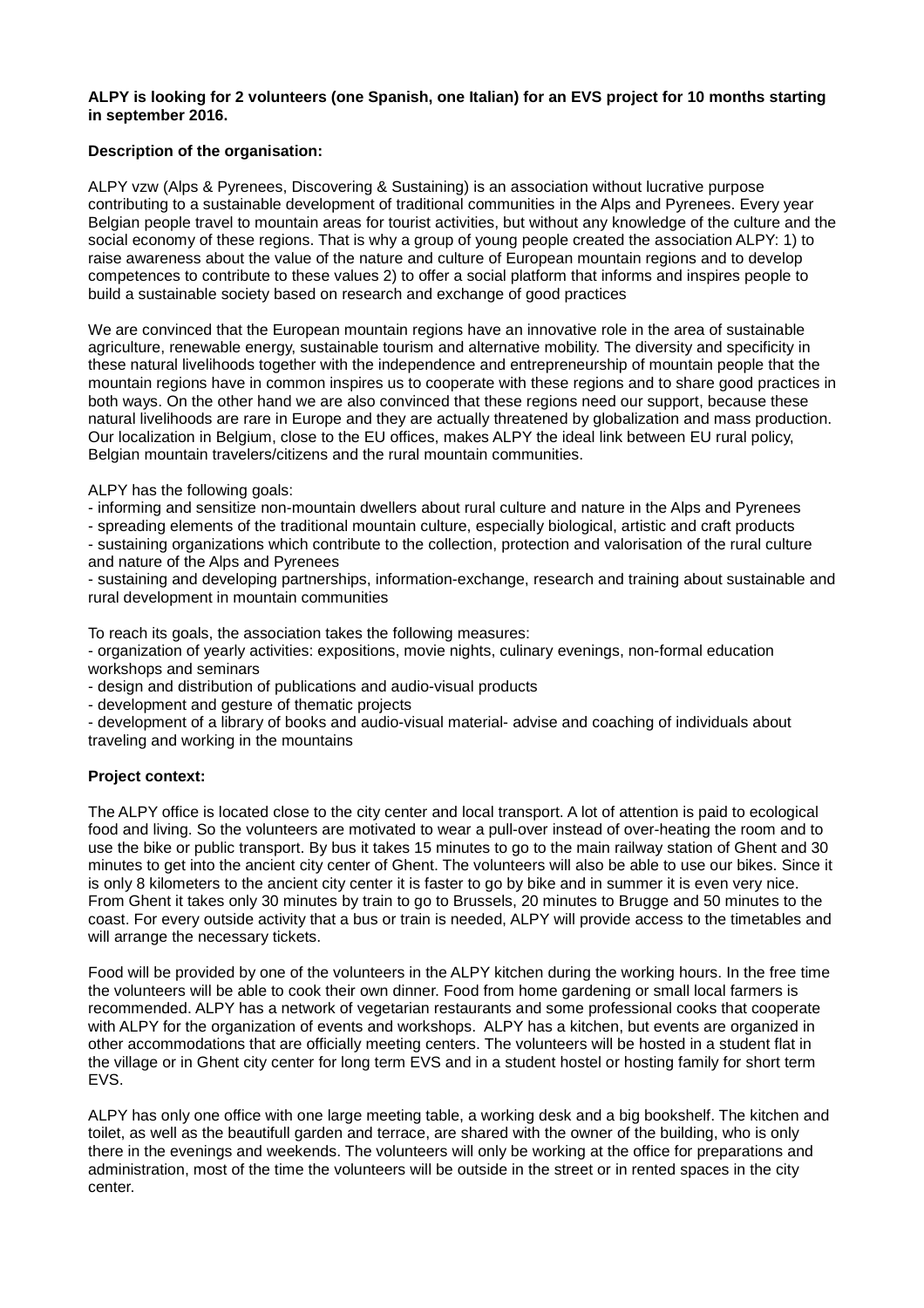**ALPY is looking for 2 volunteers (one Spanish, one Italian) for an EVS project for 10 months starting in september 2016.**

**Description of the organisation:**

ALPY vzw (Alps & Pyrenees, Discovering & Sustaining) is an association without lucrative purpose contributing to a sustainable development of traditional communities in the Alps and Pyrenees. Every year Belgian people travel to mountain areas for tourist activities, but without any knowledge of the culture and the social economy of these regions. That is why a group of young people created the association ALPY: 1) to raise awareness about the value of the nature and culture of European mountain regions and to develop competences to contribute to these values 2) to offer a social platform that informs and inspires people to build a sustainable society based on research and exchange of good practices

We are convinced that the European mountain regions have an innovative role in the area of sustainable agriculture, renewable energy, sustainable tourism and alternative mobility. The diversity and specificity in these natural livelihoods together with the independence and entrepreneurship of mountain people that the mountain regions have in common inspires us to cooperate with these regions and to share good practices in both ways. On the other hand we are also convinced that these regions need our support, because these natural livelihoods are rare in Europe and they are actually threatened by globalization and mass production. Our localization in Belgium, close to the EU offices, makes ALPY the ideal link between EU rural policy, Belgian mountain travelers/citizens and the rural mountain communities.

ALPY has the following goals:
- informing and sensitize non-mountain dwellers about rural culture and nature in the Alps and Pyrenees
- spreading elements of the traditional mountain culture, especially biological, artistic and craft products
- sustaining organizations which contribute to the collection, protection and valorisation of the rural culture and nature of the Alps and Pyrenees
- sustaining and developing partnerships, information-exchange, research and training about sustainable and rural development in mountain communities

To reach its goals, the association takes the following measures:
- organization of yearly activities: expositions, movie nights, culinary evenings, non-formal education workshops and seminars
- design and distribution of publications and audio-visual products
- development and gesture of thematic projects
- development of a library of books and audio-visual material- advise and coaching of individuals about traveling and working in the mountains

**Project context:**

The ALPY office is located close to the city center and local transport. A lot of attention is paid to ecological food and living. So the volunteers are motivated to wear a pull-over instead of over-heating the room and to use the bike or public transport. By bus it takes 15 minutes to go to the main railway station of Ghent and 30 minutes to get into the ancient city center of Ghent. The volunteers will also be able to use our bikes. Since it is only 8 kilometers to the ancient city center it is faster to go by bike and in summer it is even very nice. From Ghent it takes only 30 minutes by train to go to Brussels, 20 minutes to Brugge and 50 minutes to the coast. For every outside activity that a bus or train is needed, ALPY will provide access to the timetables and will arrange the necessary tickets.

Food will be provided by one of the volunteers in the ALPY kitchen during the working hours. In the free time the volunteers will be able to cook their own dinner. Food from home gardening or small local farmers is recommended. ALPY has a network of vegetarian restaurants and some professional cooks that cooperate with ALPY for the organization of events and workshops. ALPY has a kitchen, but events are organized in other accommodations that are officially meeting centers. The volunteers will be hosted in a student flat in the village or in Ghent city center for long term EVS and in a student hostel or hosting family for short term EVS.

ALPY has only one office with one large meeting table, a working desk and a big bookshelf. The kitchen and toilet, as well as the beautifull garden and terrace, are shared with the owner of the building, who is only there in the evenings and weekends. The volunteers will only be working at the office for preparations and administration, most of the time the volunteers will be outside in the street or in rented spaces in the city center.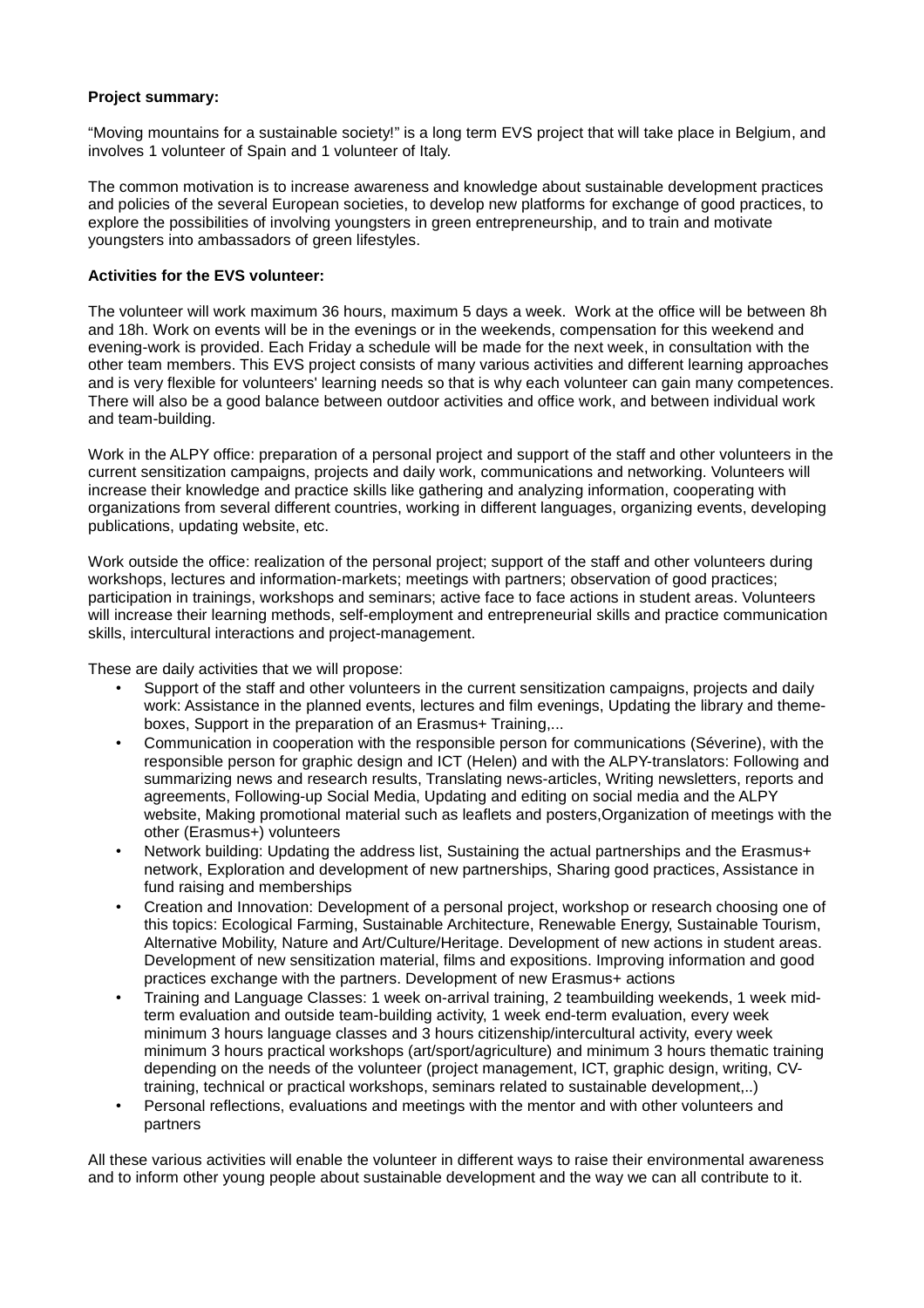**Project summary:**

“Moving mountains for a sustainable society!” is a long term EVS project that will take place in Belgium, and involves 1 volunteer of Spain and 1 volunteer of Italy.

The common motivation is to increase awareness and knowledge about sustainable development practices and policies of the several European societies, to develop new platforms for exchange of good practices, to explore the possibilities of involving youngsters in green entrepreneurship, and to train and motivate youngsters into ambassadors of green lifestyles.

**Activities for the EVS volunteer:**

The volunteer will work maximum 36 hours, maximum 5 days a week. Work at the office will be between 8h and 18h. Work on events will be in the evenings or in the weekends, compensation for this weekend and evening-work is provided. Each Friday a schedule will be made for the next week, in consultation with the other team members. This EVS project consists of many various activities and different learning approaches and is very flexible for volunteers' learning needs so that is why each volunteer can gain many competences. There will also be a good balance between outdoor activities and office work, and between individual work and team-building.

Work in the ALPY office: preparation of a personal project and support of the staff and other volunteers in the current sensitization campaigns, projects and daily work, communications and networking. Volunteers will increase their knowledge and practice skills like gathering and analyzing information, cooperating with organizations from several different countries, working in different languages, organizing events, developing publications, updating website, etc.

Work outside the office: realization of the personal project; support of the staff and other volunteers during workshops, lectures and information-markets; meetings with partners; observation of good practices; participation in trainings, workshops and seminars; active face to face actions in student areas. Volunteers will increase their learning methods, self-employment and entrepreneurial skills and practice communication skills, intercultural interactions and project-management.

These are daily activities that we will propose:

- Support of the staff and other volunteers in the current sensitization campaigns, projects and daily work: Assistance in the planned events, lectures and film evenings, Updating the library and theme-boxes, Support in the preparation of an Erasmus+ Training,...
- Communication in cooperation with the responsible person for communications (Séverine), with the responsible person for graphic design and ICT (Helen) and with the ALPY-translators: Following and summarizing news and research results, Translating news-articles, Writing newsletters, reports and agreements, Following-up Social Media, Updating and editing on social media and the ALPY website, Making promotional material such as leaflets and posters,Organization of meetings with the other (Erasmus+) volunteers
- Network building: Updating the address list, Sustaining the actual partnerships and the Erasmus+ network, Exploration and development of new partnerships, Sharing good practices, Assistance in fund raising and memberships
- Creation and Innovation: Development of a personal project, workshop or research choosing one of this topics: Ecological Farming, Sustainable Architecture, Renewable Energy, Sustainable Tourism, Alternative Mobility, Nature and Art/Culture/Heritage. Development of new actions in student areas. Development of new sensitization material, films and expositions. Improving information and good practices exchange with the partners. Development of new Erasmus+ actions
- Training and Language Classes: 1 week on-arrival training, 2 teambuilding weekends, 1 week mid-term evaluation and outside team-building activity, 1 week end-term evaluation, every week minimum 3 hours language classes and 3 hours citizenship/intercultural activity, every week minimum 3 hours practical workshops (art/sport/agriculture) and minimum 3 hours thematic training depending on the needs of the volunteer (project management, ICT, graphic design, writing, CV-training, technical or practical workshops, seminars related to sustainable development,..)
- Personal reflections, evaluations and meetings with the mentor and with other volunteers and partners

All these various activities will enable the volunteer in different ways to raise their environmental awareness and to inform other young people about sustainable development and the way we can all contribute to it.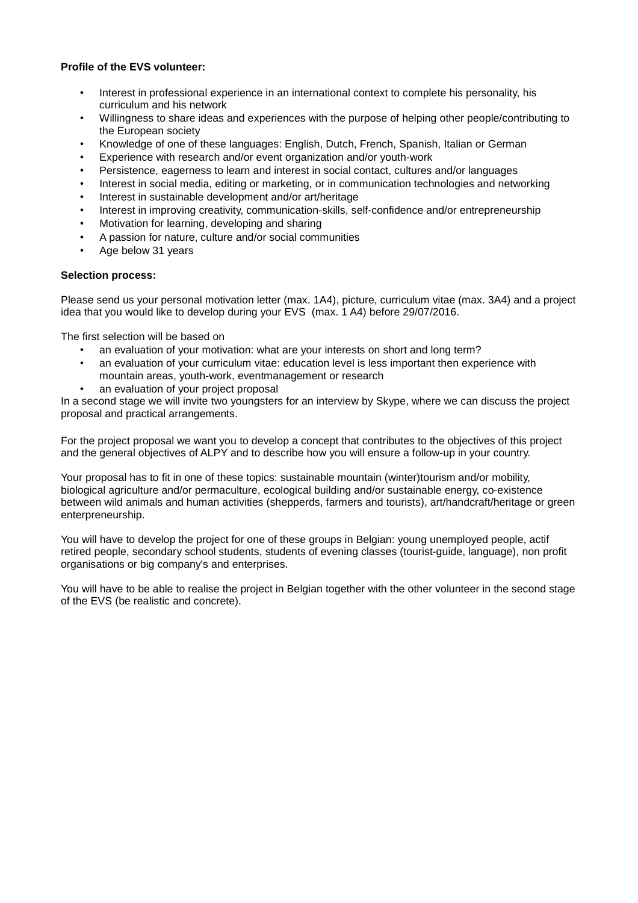**Profile of the EVS volunteer:**

- Interest in professional experience in an international context to complete his personality, his curriculum and his network
- Willingness to share ideas and experiences with the purpose of helping other people/contributing to the European society
- Knowledge of one of these languages: English, Dutch, French, Spanish, Italian or German
- Experience with research and/or event organization and/or youth-work
- Persistence, eagerness to learn and interest in social contact, cultures and/or languages
- Interest in social media, editing or marketing, or in communication technologies and networking
- Interest in sustainable development and/or art/heritage
- Interest in improving creativity, communication-skills, self-confidence and/or entrepreneurship
- Motivation for learning, developing and sharing
- A passion for nature, culture and/or social communities
- Age below 31 years

**Selection process:**

Please send us your personal motivation letter (max. 1A4), picture, curriculum vitae (max. 3A4) and a project idea that you would like to develop during your EVS (max. 1 A4) before 29/07/2016.

The first selection will be based on

- an evaluation of your motivation: what are your interests on short and long term?
- an evaluation of your curriculum vitae: education level is less important then experience with mountain areas, youth-work, eventmanagement or research
- an evaluation of your project proposal

In a second stage we will invite two youngsters for an interview by Skype, where we can discuss the project proposal and practical arrangements.

For the project proposal we want you to develop a concept that contributes to the objectives of this project and the general objectives of ALPY and to describe how you will ensure a follow-up in your country.

Your proposal has to fit in one of these topics: sustainable mountain (winter)tourism and/or mobility, biological agriculture and/or permaculture, ecological building and/or sustainable energy, co-existence between wild animals and human activities (shepperds, farmers and tourists), art/handcraft/heritage or green enterpreneurship.

You will have to develop the project for one of these groups in Belgian: young unemployed people, actif retired people, secondary school students, students of evening classes (tourist-guide, language), non profit organisations or big company's and enterprises.

You will have to be able to realise the project in Belgian together with the other volunteer in the second stage of the EVS (be realistic and concrete).